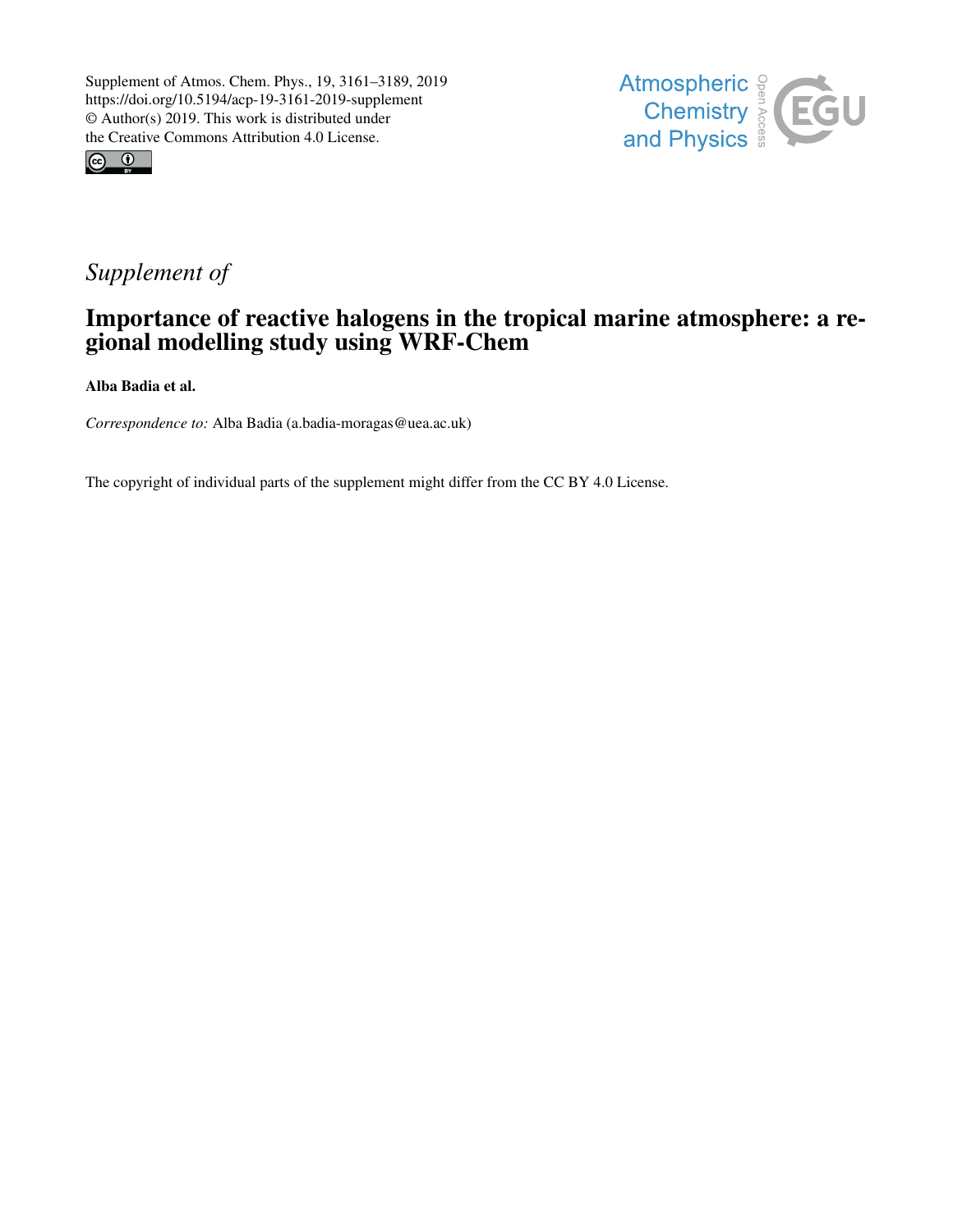Supplement of Atmos. Chem. Phys., 19, 3161–3189, 2019
https://doi.org/10.5194/acp-19-3161-2019-supplement
© Author(s) 2019. This work is distributed under
the Creative Commons Attribution 4.0 License.

*Supplement of*

# Importance of reactive halogens in the tropical marine atmosphere: a regional modelling study using WRF-Chem

**Alba Badia et al.**

*Correspondence to:* Alba Badia (a.badia-moragas@uea.ac.uk)

The copyright of individual parts of the supplement might differ from the CC BY 4.0 License.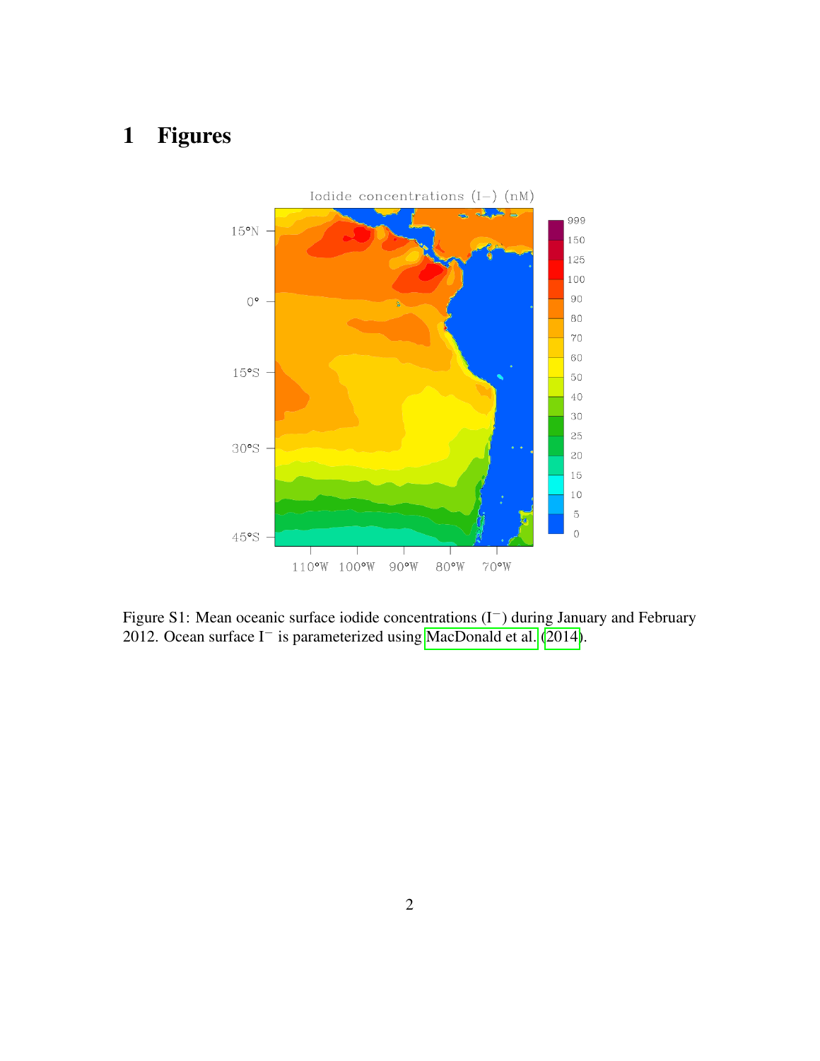# 1 Figures

Figure S1: Mean oceanic surface iodide concentrations ($I^-$) during January and February 2012. Ocean surface $I^-$ is parameterized using MacDonald et al. (2014).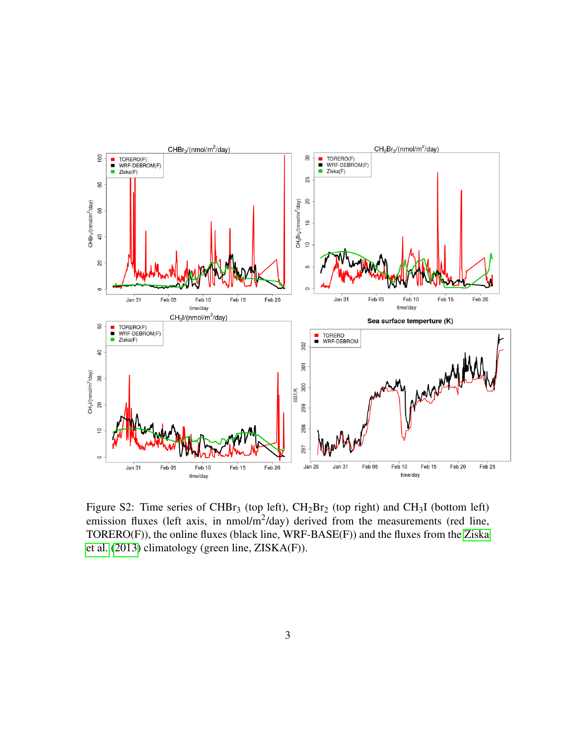Figure S2: Time series of $CHBr_3$ (top left), $CH_2Br_2$ (top right) and $CH_3I$ (bottom left) emission fluxes (left axis, in nmol/m$^2$/day) derived from the measurements (red line, TORERO(F)), the online fluxes (black line, WRF-BASE(F)) and the fluxes from the Ziska et al. (2013) climatology (green line, ZISKA(F)).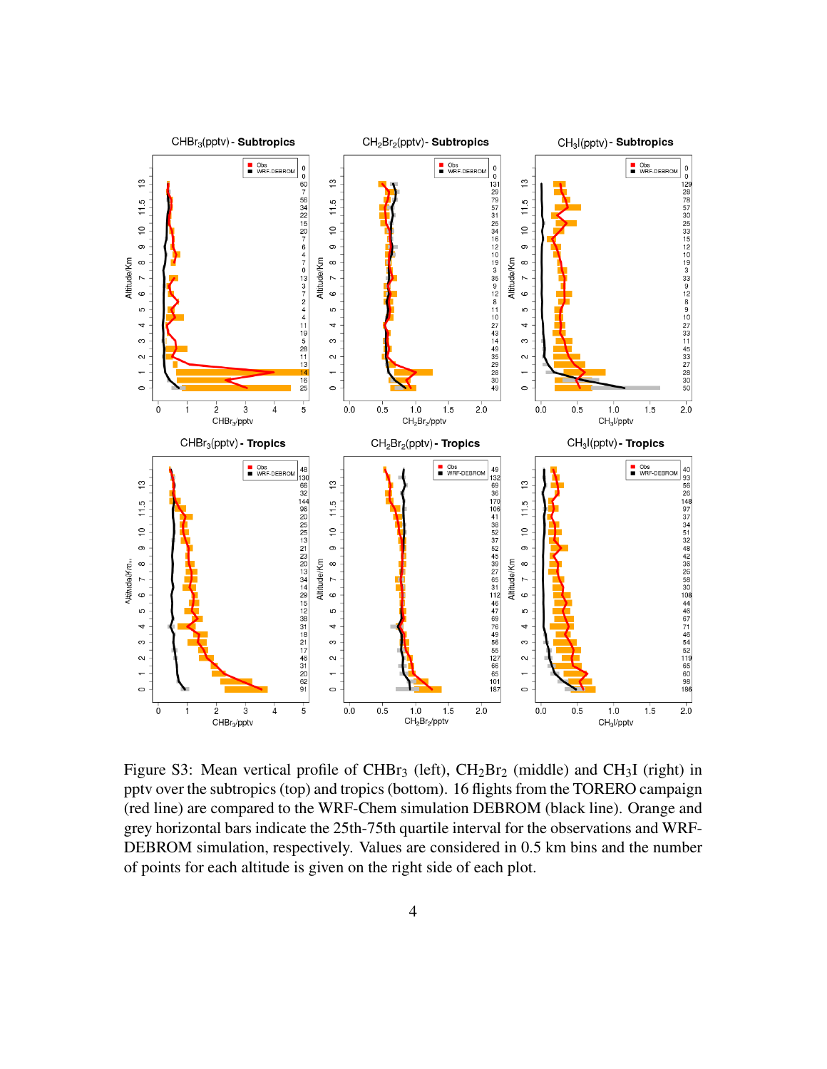Figure S3: Mean vertical profile of $CHBr_3$ (left), $CH_2Br_2$ (middle) and $CH_3I$ (right) in pptv over the subtropics (top) and tropics (bottom). 16 flights from the TORERO campaign (red line) are compared to the WRF-Chem simulation DEBROM (black line). Orange and grey horizontal bars indicate the 25th-75th quartile interval for the observations and WRF-DEBROM simulation, respectively. Values are considered in 0.5 km bins and the number of points for each altitude is given on the right side of each plot.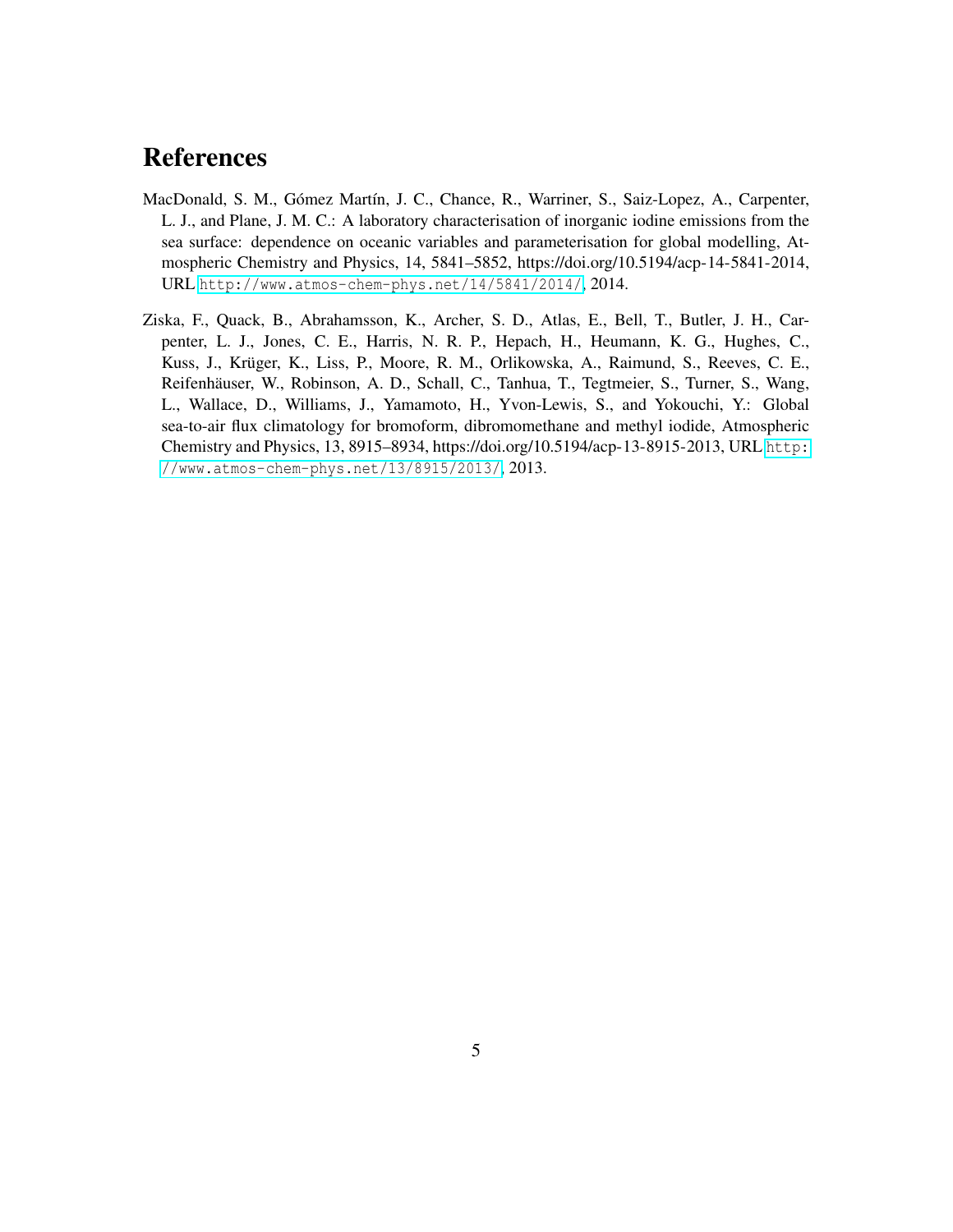# References

MacDonald, S. M., Gómez Martín, J. C., Chance, R., Warriner, S., Saiz-Lopez, A., Carpenter, L. J., and Plane, J. M. C.: A laboratory characterisation of inorganic iodine emissions from the sea surface: dependence on oceanic variables and parameterisation for global modelling, Atmospheric Chemistry and Physics, 14, 5841–5852, https://doi.org/10.5194/acp-14-5841-2014, URL http://www.atmos-chem-phys.net/14/5841/2014/, 2014.

Ziska, F., Quack, B., Abrahamsson, K., Archer, S. D., Atlas, E., Bell, T., Butler, J. H., Carpenter, L. J., Jones, C. E., Harris, N. R. P., Hepach, H., Heumann, K. G., Hughes, C., Kuss, J., Krüger, K., Liss, P., Moore, R. M., Orlikowska, A., Raimund, S., Reeves, C. E., Reifenhäuser, W., Robinson, A. D., Schall, C., Tanhua, T., Tegtmeier, S., Turner, S., Wang, L., Wallace, D., Williams, J., Yamamoto, H., Yvon-Lewis, S., and Yokouchi, Y.: Global sea-to-air flux climatology for bromoform, dibromomethane and methyl iodide, Atmospheric Chemistry and Physics, 13, 8915–8934, https://doi.org/10.5194/acp-13-8915-2013, URL http://www.atmos-chem-phys.net/13/8915/2013/, 2013.